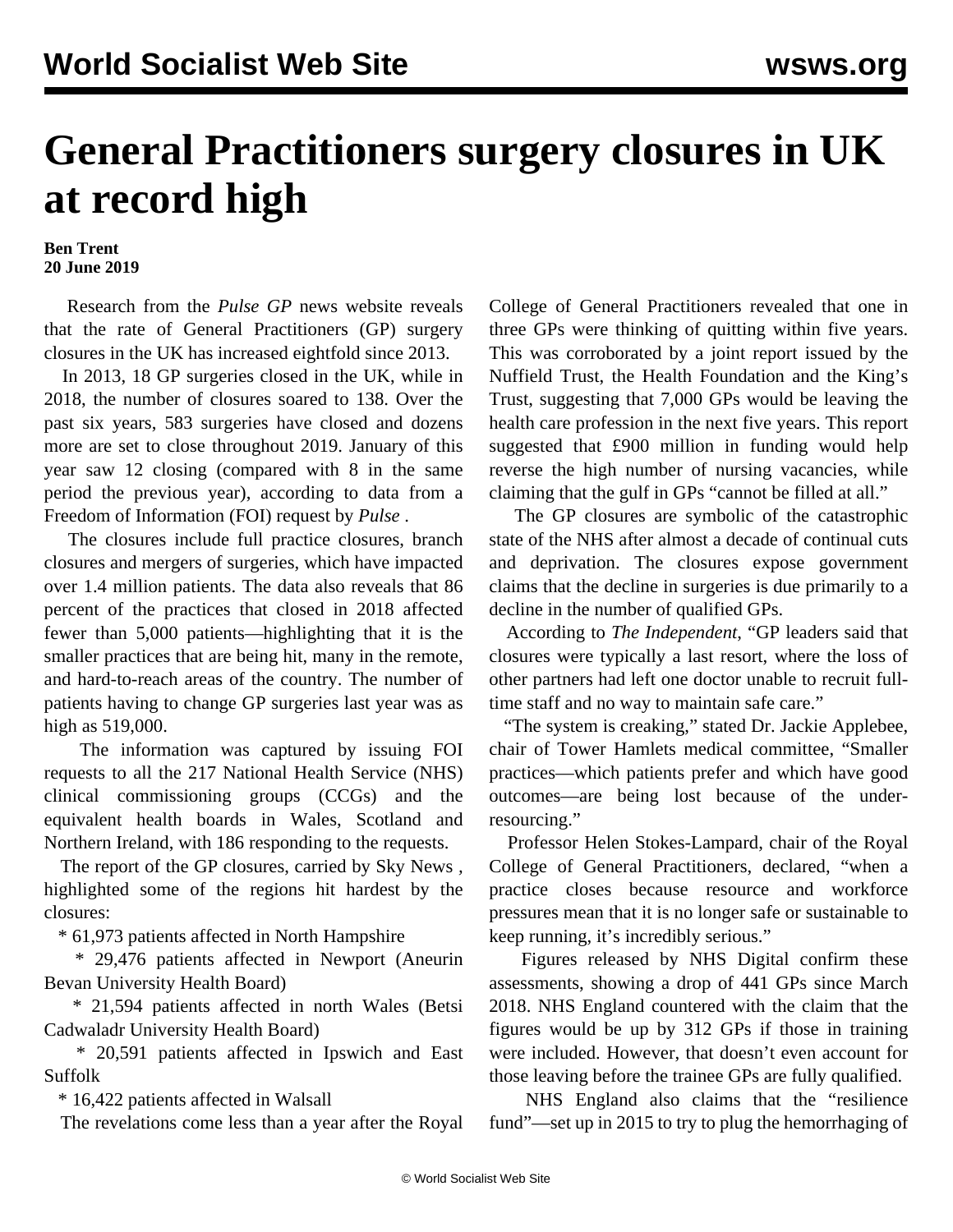# General Practitioners surgery closures in UK at record high

**Ben Trent**
**20 June 2019**

Research from the *Pulse GP* news website reveals that the rate of General Practitioners (GP) surgery closures in the UK has increased eightfold since 2013.

In 2013, 18 GP surgeries closed in the UK, while in 2018, the number of closures soared to 138. Over the past six years, 583 surgeries have closed and dozens more are set to close throughout 2019. January of this year saw 12 closing (compared with 8 in the same period the previous year), according to data from a Freedom of Information (FOI) request by *Pulse* .

The closures include full practice closures, branch closures and mergers of surgeries, which have impacted over 1.4 million patients. The data also reveals that 86 percent of the practices that closed in 2018 affected fewer than 5,000 patients—highlighting that it is the smaller practices that are being hit, many in the remote, and hard-to-reach areas of the country. The number of patients having to change GP surgeries last year was as high as 519,000.

The information was captured by issuing FOI requests to all the 217 National Health Service (NHS) clinical commissioning groups (CCGs) and the equivalent health boards in Wales, Scotland and Northern Ireland, with 186 responding to the requests.

The report of the GP closures, carried by Sky News , highlighted some of the regions hit hardest by the closures:

* 61,973 patients affected in North Hampshire
* 29,476 patients affected in Newport (Aneurin Bevan University Health Board)
* 21,594 patients affected in north Wales (Betsi Cadwaladr University Health Board)
* 20,591 patients affected in Ipswich and East Suffolk
* 16,422 patients affected in Walsall

The revelations come less than a year after the Royal College of General Practitioners revealed that one in three GPs were thinking of quitting within five years. This was corroborated by a joint report issued by the Nuffield Trust, the Health Foundation and the King's Trust, suggesting that 7,000 GPs would be leaving the health care profession in the next five years. This report suggested that £900 million in funding would help reverse the high number of nursing vacancies, while claiming that the gulf in GPs "cannot be filled at all."

The GP closures are symbolic of the catastrophic state of the NHS after almost a decade of continual cuts and deprivation. The closures expose government claims that the decline in surgeries is due primarily to a decline in the number of qualified GPs.

According to *The Independent*, "GP leaders said that closures were typically a last resort, where the loss of other partners had left one doctor unable to recruit full-time staff and no way to maintain safe care."

"The system is creaking," stated Dr. Jackie Applebee, chair of Tower Hamlets medical committee, "Smaller practices—which patients prefer and which have good outcomes—are being lost because of the under-resourcing."

Professor Helen Stokes-Lampard, chair of the Royal College of General Practitioners, declared, "when a practice closes because resource and workforce pressures mean that it is no longer safe or sustainable to keep running, it's incredibly serious."

Figures released by NHS Digital confirm these assessments, showing a drop of 441 GPs since March 2018. NHS England countered with the claim that the figures would be up by 312 GPs if those in training were included. However, that doesn't even account for those leaving before the trainee GPs are fully qualified.

NHS England also claims that the "resilience fund"—set up in 2015 to try to plug the hemorrhaging of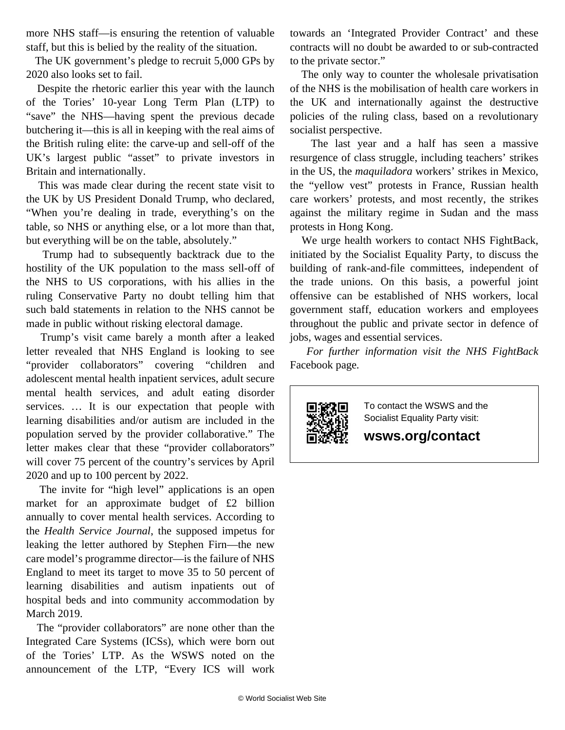more NHS staff—is ensuring the retention of valuable staff, but this is belied by the reality of the situation.

The UK government's pledge to recruit 5,000 GPs by 2020 also looks set to fail.

Despite the rhetoric earlier this year with the launch of the Tories' 10-year Long Term Plan (LTP) to "save" the NHS—having spent the previous decade butchering it—this is all in keeping with the real aims of the British ruling elite: the carve-up and sell-off of the UK's largest public "asset" to private investors in Britain and internationally.

This was made clear during the recent state visit to the UK by US President Donald Trump, who declared, "When you're dealing in trade, everything's on the table, so NHS or anything else, or a lot more than that, but everything will be on the table, absolutely."

Trump had to subsequently backtrack due to the hostility of the UK population to the mass sell-off of the NHS to US corporations, with his allies in the ruling Conservative Party no doubt telling him that such bald statements in relation to the NHS cannot be made in public without risking electoral damage.

Trump's visit came barely a month after a leaked letter revealed that NHS England is looking to see "provider collaborators" covering "children and adolescent mental health inpatient services, adult secure mental health services, and adult eating disorder services. … It is our expectation that people with learning disabilities and/or autism are included in the population served by the provider collaborative." The letter makes clear that these "provider collaborators" will cover 75 percent of the country's services by April 2020 and up to 100 percent by 2022.

The invite for "high level" applications is an open market for an approximate budget of £2 billion annually to cover mental health services. According to the *Health Service Journal*, the supposed impetus for leaking the letter authored by Stephen Firn—the new care model's programme director—is the failure of NHS England to meet its target to move 35 to 50 percent of learning disabilities and autism inpatients out of hospital beds and into community accommodation by March 2019.

The "provider collaborators" are none other than the Integrated Care Systems (ICSs), which were born out of the Tories' LTP. As the WSWS noted on the announcement of the LTP, "Every ICS will work towards an 'Integrated Provider Contract' and these contracts will no doubt be awarded to or sub-contracted to the private sector."

The only way to counter the wholesale privatisation of the NHS is the mobilisation of health care workers in the UK and internationally against the destructive policies of the ruling class, based on a revolutionary socialist perspective.

The last year and a half has seen a massive resurgence of class struggle, including teachers' strikes in the US, the *maquiladora* workers' strikes in Mexico, the "yellow vest" protests in France, Russian health care workers' protests, and most recently, the strikes against the military regime in Sudan and the mass protests in Hong Kong.

We urge health workers to contact NHS FightBack, initiated by the Socialist Equality Party, to discuss the building of rank-and-file committees, independent of the trade unions. On this basis, a powerful joint offensive can be established of NHS workers, local government staff, education workers and employees throughout the public and private sector in defence of jobs, wages and essential services.

*For further information visit the NHS FightBack* Facebook page.

To contact the WSWS and the Socialist Equality Party visit:

**wsws.org/contact**